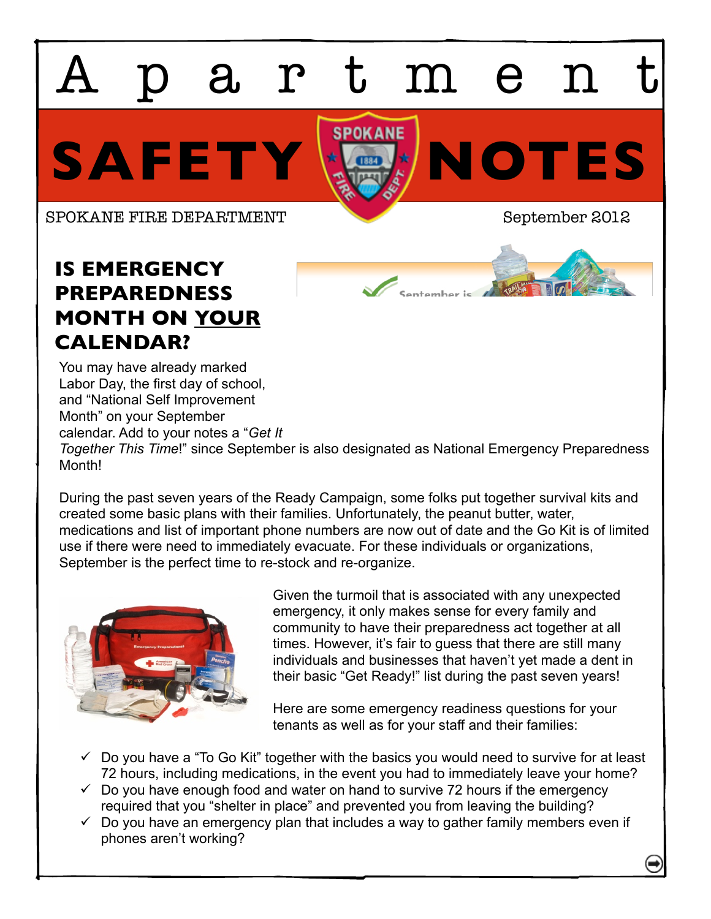# Apartment SAFETY NOTES

SPOKANE FIRE DEPARTMENT

September 2012

## IS EMERGENCY PREPAREDNESS MONTH ON YOUR CALENDAR?

You may have already marked Labor Day, the first day of school, and "National Self Improvement Month" on your September calendar. Add to your notes a "*Get It Together This Time*!" since September is also designated as National Emergency Preparedness Month!

During the past seven years of the Ready Campaign, some folks put together survival kits and created some basic plans with their families. Unfortunately, the peanut butter, water, medications and list of important phone numbers are now out of date and the Go Kit is of limited use if there were need to immediately evacuate. For these individuals or organizations, September is the perfect time to re-stock and re-organize.

Given the turmoil that is associated with any unexpected emergency, it only makes sense for every family and community to have their preparedness act together at all times. However, it's fair to guess that there are still many individuals and businesses that haven't yet made a dent in their basic "Get Ready!" list during the past seven years!

Here are some emergency readiness questions for your tenants as well as for your staff and their families:

- ✓ Do you have a "To Go Kit" together with the basics you would need to survive for at least 72 hours, including medications, in the event you had to immediately leave your home?
- ✓ Do you have enough food and water on hand to survive 72 hours if the emergency required that you "shelter in place" and prevented you from leaving the building?
- ✓ Do you have an emergency plan that includes a way to gather family members even if phones aren't working?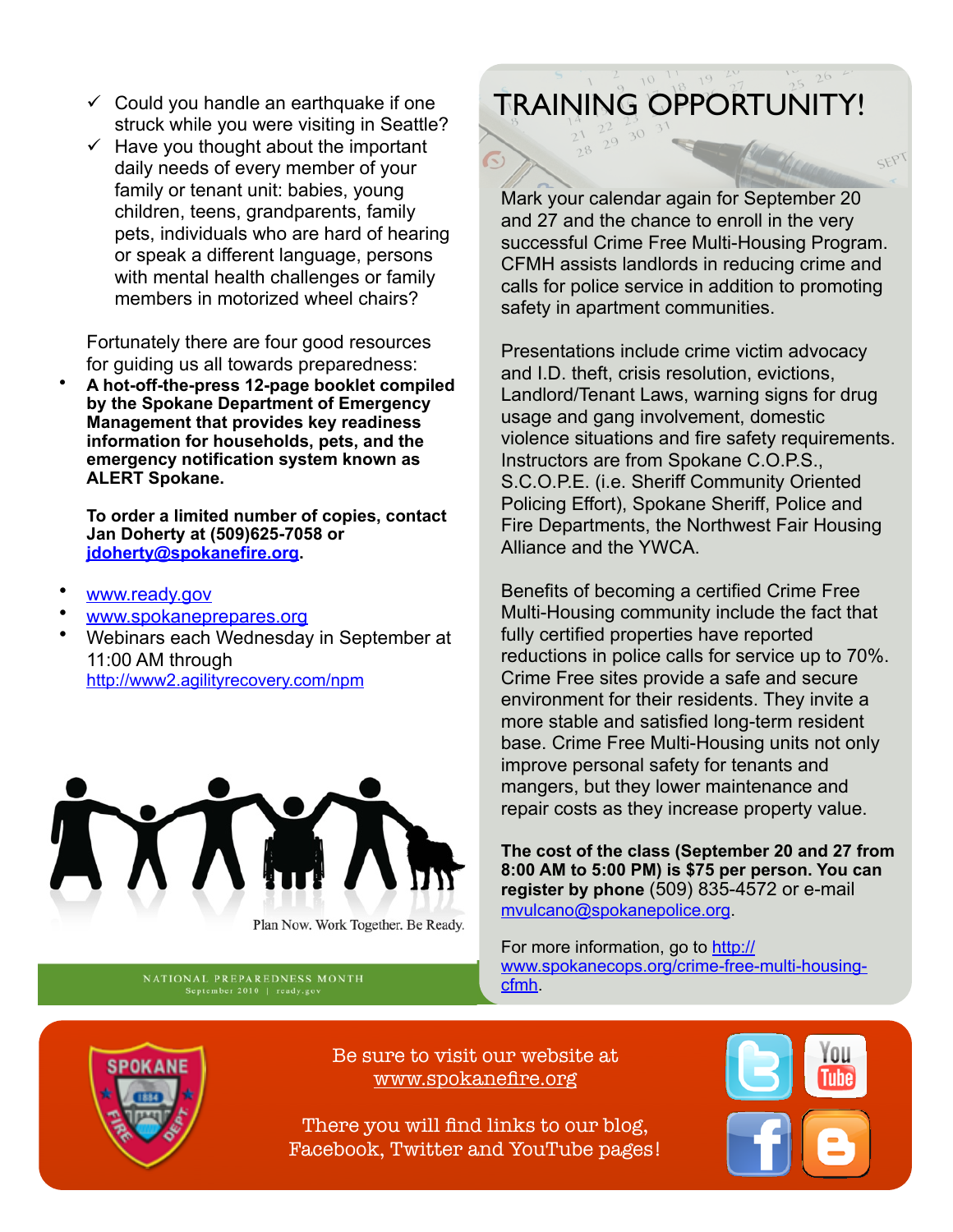- ✓ Could you handle an earthquake if one struck while you were visiting in Seattle?
- ✓ Have you thought about the important daily needs of every member of your family or tenant unit: babies, young children, teens, grandparents, family pets, individuals who are hard of hearing or speak a different language, persons with mental health challenges or family members in motorized wheel chairs?

Fortunately there are four good resources for guiding us all towards preparedness:

- **A hot-off-the-press 12-page booklet compiled by the Spokane Department of Emergency Management that provides key readiness information for households, pets, and the emergency notification system known as ALERT Spokane.**

  **To order a limited number of copies, contact Jan Doherty at (509)625-7058 or jdoherty@spokanefire.org.**

- www.ready.gov
- www.spokaneprepares.org
- Webinars each Wednesday in September at 11:00 AM through http://www2.agilityrecovery.com/npm

Plan Now. Work Together. Be Ready.

NATIONAL PREPAREDNESS MONTH
September 2010 | ready.gov

## TRAINING OPPORTUNITY!

Mark your calendar again for September 20 and 27 and the chance to enroll in the very successful Crime Free Multi-Housing Program. CFMH assists landlords in reducing crime and calls for police service in addition to promoting safety in apartment communities.

Presentations include crime victim advocacy and I.D. theft, crisis resolution, evictions, Landlord/Tenant Laws, warning signs for drug usage and gang involvement, domestic violence situations and fire safety requirements. Instructors are from Spokane C.O.P.S., S.C.O.P.E. (i.e. Sheriff Community Oriented Policing Effort), Spokane Sheriff, Police and Fire Departments, the Northwest Fair Housing Alliance and the YWCA.

Benefits of becoming a certified Crime Free Multi-Housing community include the fact that fully certified properties have reported reductions in police calls for service up to 70%. Crime Free sites provide a safe and secure environment for their residents. They invite a more stable and satisfied long-term resident base. Crime Free Multi-Housing units not only improve personal safety for tenants and mangers, but they lower maintenance and repair costs as they increase property value.

**The cost of the class (September 20 and 27 from 8:00 AM to 5:00 PM) is $75 per person. You can register by phone** (509) 835-4572 or e-mail mvulcano@spokanepolice.org.

For more information, go to http://www.spokanecops.org/crime-free-multi-housing-cfmh.

Be sure to visit our website at www.spokanefire.org

There you will find links to our blog, Facebook, Twitter and YouTube pages!